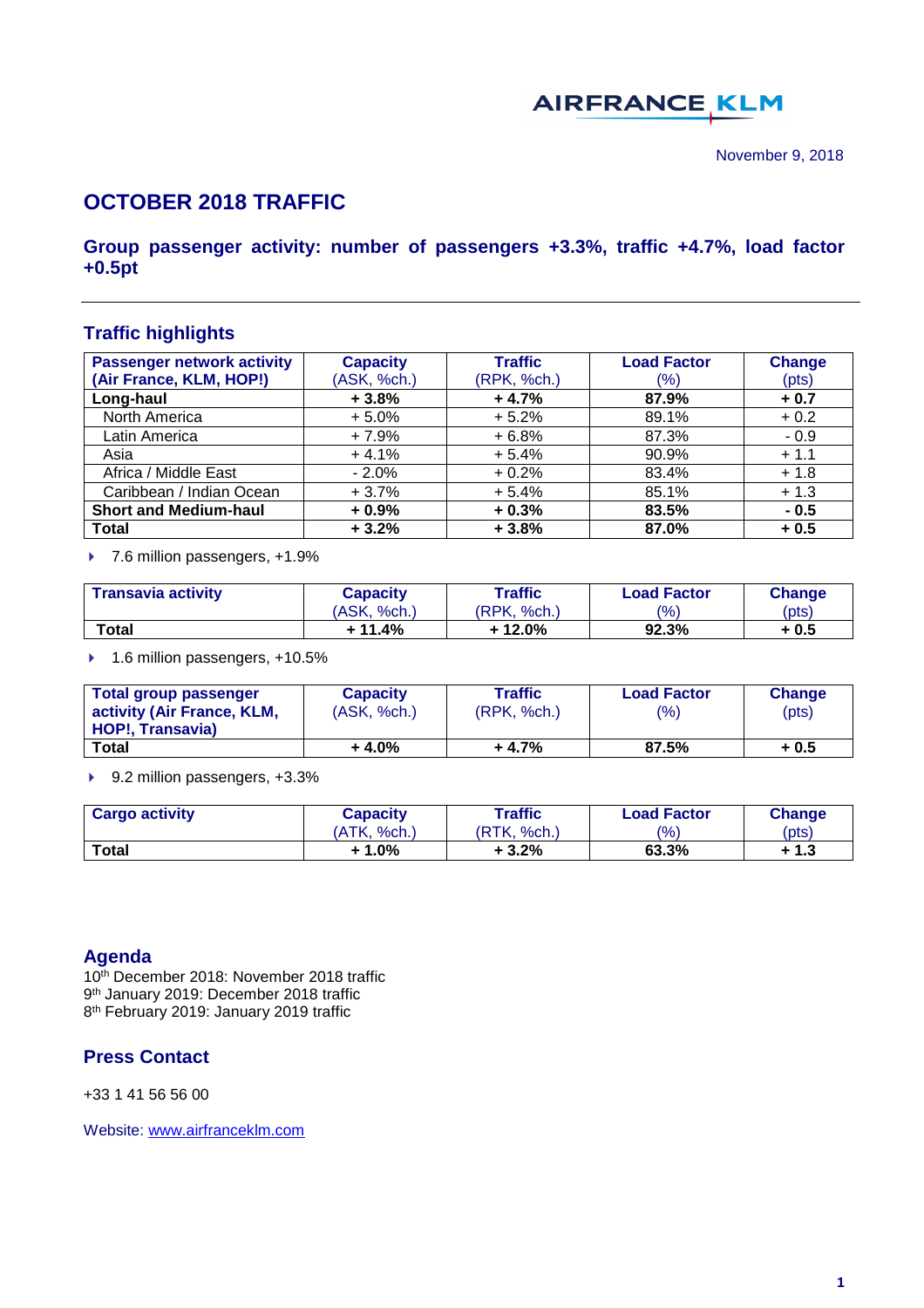AIRFRANCE KLM

November 9, 2018

# OCTOBER 2018 TRAFFIC

## Group passenger activity: number of passengers +3.3%, traffic +4.7%, load factor +0.5pt

## Traffic highlights

| Passenger network activity (Air France, KLM, HOP!) | Capacity (ASK, %ch.) | Traffic (RPK, %ch.) | Load Factor (%) | Change (pts) |
|---|---|---|---|---|
| **Long-haul** | **+ 3.8%** | **+ 4.7%** | **87.9%** | **+ 0.7** |
| North America | + 5.0% | + 5.2% | 89.1% | + 0.2 |
| Latin America | + 7.9% | + 6.8% | 87.3% | - 0.9 |
| Asia | + 4.1% | + 5.4% | 90.9% | + 1.1 |
| Africa / Middle East | - 2.0% | + 0.2% | 83.4% | + 1.8 |
| Caribbean / Indian Ocean | + 3.7% | + 5.4% | 85.1% | + 1.3 |
| **Short and Medium-haul** | **+ 0.9%** | **+ 0.3%** | **83.5%** | **- 0.5** |
| **Total** | **+ 3.2%** | **+ 3.8%** | **87.0%** | **+ 0.5** |

- 7.6 million passengers, +1.9%

| Transavia activity | Capacity (ASK, %ch.) | Traffic (RPK, %ch.) | Load Factor (%) | Change (pts) |
|---|---|---|---|---|
| **Total** | **+ 11.4%** | **+ 12.0%** | **92.3%** | **+ 0.5** |

- 1.6 million passengers, +10.5%

| Total group passenger activity (Air France, KLM, HOP!, Transavia) | Capacity (ASK, %ch.) | Traffic (RPK, %ch.) | Load Factor (%) | Change (pts) |
|---|---|---|---|---|
| **Total** | **+ 4.0%** | **+ 4.7%** | **87.5%** | **+ 0.5** |

- 9.2 million passengers, +3.3%

| Cargo activity | Capacity (ATK, %ch.) | Traffic (RTK, %ch.) | Load Factor (%) | Change (pts) |
|---|---|---|---|---|
| **Total** | **+ 1.0%** | **+ 3.2%** | **63.3%** | **+ 1.3** |

## Agenda

10th December 2018: November 2018 traffic
9th January 2019: December 2018 traffic
8th February 2019: January 2019 traffic

## Press Contact

+33 1 41 56 56 00

Website: www.airfranceklm.com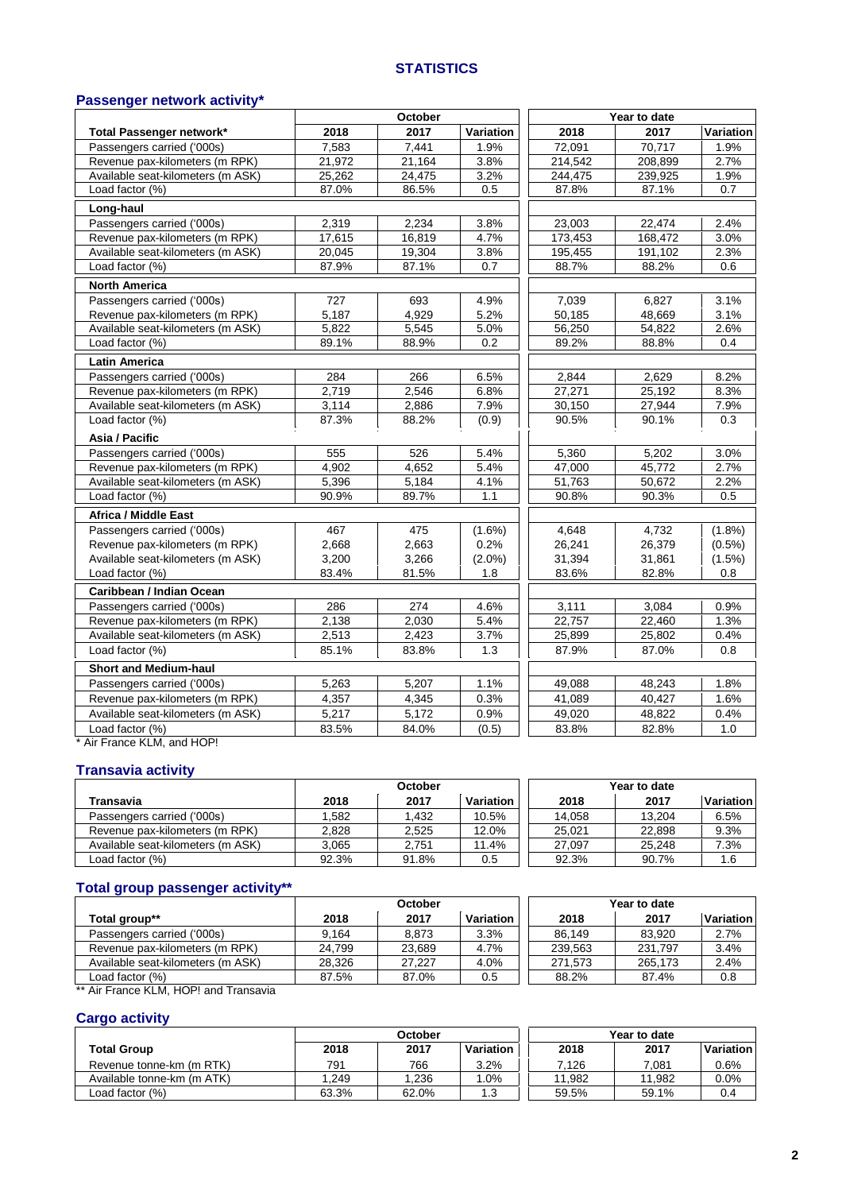## STATISTICS

### Passenger network activity*

| | October | | | Year to date | | |
|---|---|---|---|---|---|---|
| **Total Passenger network*** | **2018** | **2017** | **Variation** | **2018** | **2017** | **Variation** |
| Passengers carried ('000s) | 7,583 | 7,441 | 1.9% | 72,091 | 70,717 | 1.9% |
| Revenue pax-kilometers (m RPK) | 21,972 | 21,164 | 3.8% | 214,542 | 208,899 | 2.7% |
| Available seat-kilometers (m ASK) | 25,262 | 24,475 | 3.2% | 244,475 | 239,925 | 1.9% |
| Load factor (%) | 87.0% | 86.5% | 0.5 | 87.8% | 87.1% | 0.7 |
| **Long-haul** | | | | | | |
| Passengers carried ('000s) | 2,319 | 2,234 | 3.8% | 23,003 | 22,474 | 2.4% |
| Revenue pax-kilometers (m RPK) | 17,615 | 16,819 | 4.7% | 173,453 | 168,472 | 3.0% |
| Available seat-kilometers (m ASK) | 20,045 | 19,304 | 3.8% | 195,455 | 191,102 | 2.3% |
| Load factor (%) | 87.9% | 87.1% | 0.7 | 88.7% | 88.2% | 0.6 |
| **North America** | | | | | | |
| Passengers carried ('000s) | 727 | 693 | 4.9% | 7,039 | 6,827 | 3.1% |
| Revenue pax-kilometers (m RPK) | 5,187 | 4,929 | 5.2% | 50,185 | 48,669 | 3.1% |
| Available seat-kilometers (m ASK) | 5,822 | 5,545 | 5.0% | 56,250 | 54,822 | 2.6% |
| Load factor (%) | 89.1% | 88.9% | 0.2 | 89.2% | 88.8% | 0.4 |
| **Latin America** | | | | | | |
| Passengers carried ('000s) | 284 | 266 | 6.5% | 2,844 | 2,629 | 8.2% |
| Revenue pax-kilometers (m RPK) | 2,719 | 2,546 | 6.8% | 27,271 | 25,192 | 8.3% |
| Available seat-kilometers (m ASK) | 3,114 | 2,886 | 7.9% | 30,150 | 27,944 | 7.9% |
| Load factor (%) | 87.3% | 88.2% | (0.9) | 90.5% | 90.1% | 0.3 |
| **Asia / Pacific** | | | | | | |
| Passengers carried ('000s) | 555 | 526 | 5.4% | 5,360 | 5,202 | 3.0% |
| Revenue pax-kilometers (m RPK) | 4,902 | 4,652 | 5.4% | 47,000 | 45,772 | 2.7% |
| Available seat-kilometers (m ASK) | 5,396 | 5,184 | 4.1% | 51,763 | 50,672 | 2.2% |
| Load factor (%) | 90.9% | 89.7% | 1.1 | 90.8% | 90.3% | 0.5 |
| **Africa / Middle East** | | | | | | |
| Passengers carried ('000s) | 467 | 475 | (1.6%) | 4,648 | 4,732 | (1.8%) |
| Revenue pax-kilometers (m RPK) | 2,668 | 2,663 | 0.2% | 26,241 | 26,379 | (0.5%) |
| Available seat-kilometers (m ASK) | 3,200 | 3,266 | (2.0%) | 31,394 | 31,861 | (1.5%) |
| Load factor (%) | 83.4% | 81.5% | 1.8 | 83.6% | 82.8% | 0.8 |
| **Caribbean / Indian Ocean** | | | | | | |
| Passengers carried ('000s) | 286 | 274 | 4.6% | 3,111 | 3,084 | 0.9% |
| Revenue pax-kilometers (m RPK) | 2,138 | 2,030 | 5.4% | 22,757 | 22,460 | 1.3% |
| Available seat-kilometers (m ASK) | 2,513 | 2,423 | 3.7% | 25,899 | 25,802 | 0.4% |
| Load factor (%) | 85.1% | 83.8% | 1.3 | 87.9% | 87.0% | 0.8 |
| **Short and Medium-haul** | | | | | | |
| Passengers carried ('000s) | 5,263 | 5,207 | 1.1% | 49,088 | 48,243 | 1.8% |
| Revenue pax-kilometers (m RPK) | 4,357 | 4,345 | 0.3% | 41,089 | 40,427 | 1.6% |
| Available seat-kilometers (m ASK) | 5,217 | 5,172 | 0.9% | 49,020 | 48,822 | 0.4% |
| Load factor (%) | 83.5% | 84.0% | (0.5) | 83.8% | 82.8% | 1.0 |

* Air France KLM, and HOP!

### Transavia activity

| | October | | | Year to date | | |
|---|---|---|---|---|---|---|
| **Transavia** | **2018** | **2017** | **Variation** | **2018** | **2017** | **Variation** |
| Passengers carried ('000s) | 1,582 | 1,432 | 10.5% | 14,058 | 13,204 | 6.5% |
| Revenue pax-kilometers (m RPK) | 2,828 | 2,525 | 12.0% | 25,021 | 22,898 | 9.3% |
| Available seat-kilometers (m ASK) | 3,065 | 2,751 | 11.4% | 27,097 | 25,248 | 7.3% |
| Load factor (%) | 92.3% | 91.8% | 0.5 | 92.3% | 90.7% | 1.6 |

### Total group passenger activity**

| | October | | | Year to date | | |
|---|---|---|---|---|---|---|
| **Total group**** | **2018** | **2017** | **Variation** | **2018** | **2017** | **Variation** |
| Passengers carried ('000s) | 9,164 | 8,873 | 3.3% | 86,149 | 83,920 | 2.7% |
| Revenue pax-kilometers (m RPK) | 24,799 | 23,689 | 4.7% | 239,563 | 231,797 | 3.4% |
| Available seat-kilometers (m ASK) | 28,326 | 27,227 | 4.0% | 271,573 | 265,173 | 2.4% |
| Load factor (%) | 87.5% | 87.0% | 0.5 | 88.2% | 87.4% | 0.8 |

** Air France KLM, HOP! and Transavia

### Cargo activity

| | October | | | Year to date | | |
|---|---|---|---|---|---|---|
| **Total Group** | **2018** | **2017** | **Variation** | **2018** | **2017** | **Variation** |
| Revenue tonne-km (m RTK) | 791 | 766 | 3.2% | 7,126 | 7,081 | 0.6% |
| Available tonne-km (m ATK) | 1,249 | 1,236 | 1.0% | 11,982 | 11,982 | 0.0% |
| Load factor (%) | 63.3% | 62.0% | 1.3 | 59.5% | 59.1% | 0.4 |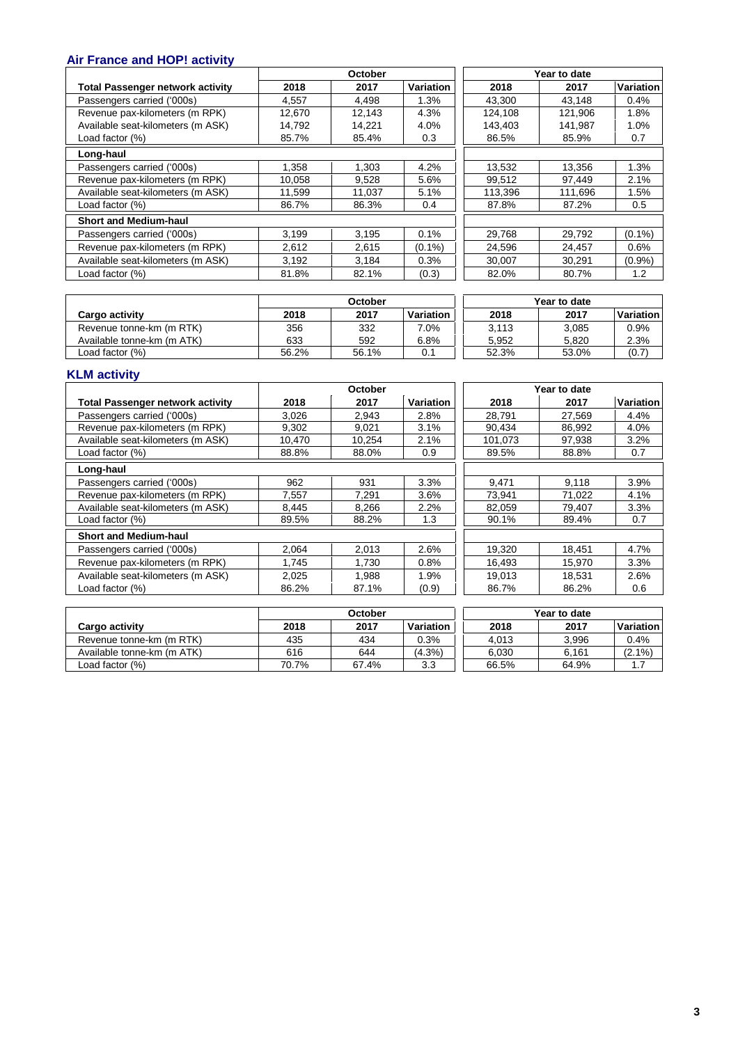## Air France and HOP! activity

| | October | | | Year to date | | |
|---|---|---|---|---|---|---|
| **Total Passenger network activity** | **2018** | **2017** | **Variation** | **2018** | **2017** | **Variation** |
| Passengers carried ('000s) | 4,557 | 4,498 | 1.3% | 43,300 | 43,148 | 0.4% |
| Revenue pax-kilometers (m RPK) | 12,670 | 12,143 | 4.3% | 124,108 | 121,906 | 1.8% |
| Available seat-kilometers (m ASK) | 14,792 | 14,221 | 4.0% | 143,403 | 141,987 | 1.0% |
| Load factor (%) | 85.7% | 85.4% | 0.3 | 86.5% | 85.9% | 0.7 |
| **Long-haul** | | | | | | |
| Passengers carried ('000s) | 1,358 | 1,303 | 4.2% | 13,532 | 13,356 | 1.3% |
| Revenue pax-kilometers (m RPK) | 10,058 | 9,528 | 5.6% | 99,512 | 97,449 | 2.1% |
| Available seat-kilometers (m ASK) | 11,599 | 11,037 | 5.1% | 113,396 | 111,696 | 1.5% |
| Load factor (%) | 86.7% | 86.3% | 0.4 | 87.8% | 87.2% | 0.5 |
| **Short and Medium-haul** | | | | | | |
| Passengers carried ('000s) | 3,199 | 3,195 | 0.1% | 29,768 | 29,792 | (0.1%) |
| Revenue pax-kilometers (m RPK) | 2,612 | 2,615 | (0.1%) | 24,596 | 24,457 | 0.6% |
| Available seat-kilometers (m ASK) | 3,192 | 3,184 | 0.3% | 30,007 | 30,291 | (0.9%) |
| Load factor (%) | 81.8% | 82.1% | (0.3) | 82.0% | 80.7% | 1.2 |

| | October | | | Year to date | | |
|---|---|---|---|---|---|---|
| **Cargo activity** | **2018** | **2017** | **Variation** | **2018** | **2017** | **Variation** |
| Revenue tonne-km (m RTK) | 356 | 332 | 7.0% | 3,113 | 3,085 | 0.9% |
| Available tonne-km (m ATK) | 633 | 592 | 6.8% | 5,952 | 5,820 | 2.3% |
| Load factor (%) | 56.2% | 56.1% | 0.1 | 52.3% | 53.0% | (0.7) |

## KLM activity

| | October | | | Year to date | | |
|---|---|---|---|---|---|---|
| **Total Passenger network activity** | **2018** | **2017** | **Variation** | **2018** | **2017** | **Variation** |
| Passengers carried ('000s) | 3,026 | 2,943 | 2.8% | 28,791 | 27,569 | 4.4% |
| Revenue pax-kilometers (m RPK) | 9,302 | 9,021 | 3.1% | 90,434 | 86,992 | 4.0% |
| Available seat-kilometers (m ASK) | 10,470 | 10,254 | 2.1% | 101,073 | 97,938 | 3.2% |
| Load factor (%) | 88.8% | 88.0% | 0.9 | 89.5% | 88.8% | 0.7 |
| **Long-haul** | | | | | | |
| Passengers carried ('000s) | 962 | 931 | 3.3% | 9,471 | 9,118 | 3.9% |
| Revenue pax-kilometers (m RPK) | 7,557 | 7,291 | 3.6% | 73,941 | 71,022 | 4.1% |
| Available seat-kilometers (m ASK) | 8,445 | 8,266 | 2.2% | 82,059 | 79,407 | 3.3% |
| Load factor (%) | 89.5% | 88.2% | 1.3 | 90.1% | 89.4% | 0.7 |
| **Short and Medium-haul** | | | | | | |
| Passengers carried ('000s) | 2,064 | 2,013 | 2.6% | 19,320 | 18,451 | 4.7% |
| Revenue pax-kilometers (m RPK) | 1,745 | 1,730 | 0.8% | 16,493 | 15,970 | 3.3% |
| Available seat-kilometers (m ASK) | 2,025 | 1,988 | 1.9% | 19,013 | 18,531 | 2.6% |
| Load factor (%) | 86.2% | 87.1% | (0.9) | 86.7% | 86.2% | 0.6 |

| | October | | | Year to date | | |
|---|---|---|---|---|---|---|
| **Cargo activity** | **2018** | **2017** | **Variation** | **2018** | **2017** | **Variation** |
| Revenue tonne-km (m RTK) | 435 | 434 | 0.3% | 4,013 | 3,996 | 0.4% |
| Available tonne-km (m ATK) | 616 | 644 | (4.3%) | 6,030 | 6,161 | (2.1%) |
| Load factor (%) | 70.7% | 67.4% | 3.3 | 66.5% | 64.9% | 1.7 |